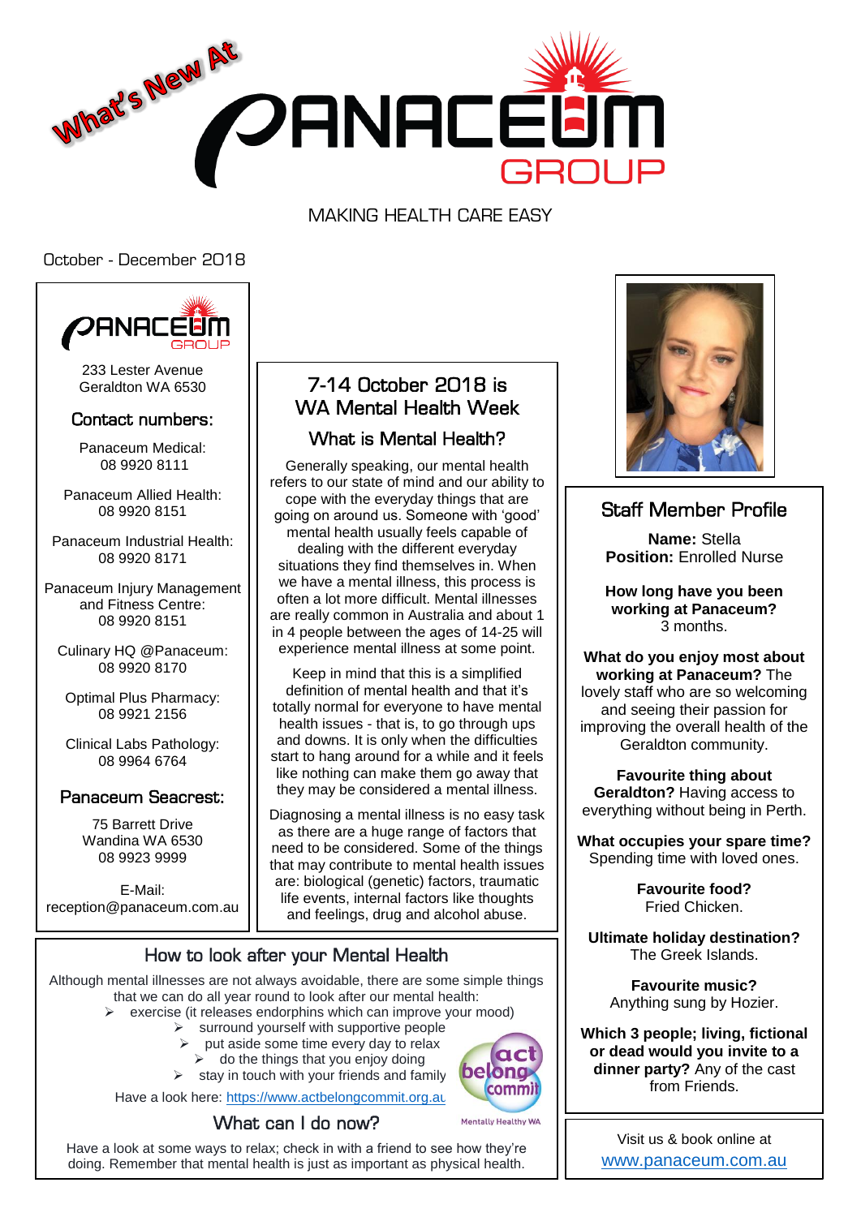# What's New At PANACEUM GROUP

MAKING HEALTH CARE EASY

October - December 2018

233 Lester Avenue
Geraldton WA 6530

## Contact numbers:

Panaceum Medical:
08 9920 8111

Panaceum Allied Health:
08 9920 8151

Panaceum Industrial Health:
08 9920 8171

Panaceum Injury Management and Fitness Centre:
08 9920 8151

Culinary HQ @Panaceum:
08 9920 8170

Optimal Plus Pharmacy:
08 9921 2156

Clinical Labs Pathology:
08 9964 6764

## Panaceum Seacrest:

75 Barrett Drive
Wandina WA 6530
08 9923 9999

E-Mail:
reception@panaceum.com.au

## 7-14 October 2018 is WA Mental Health Week

### What is Mental Health?

Generally speaking, our mental health refers to our state of mind and our ability to cope with the everyday things that are going on around us. Someone with 'good' mental health usually feels capable of dealing with the different everyday situations they find themselves in. When we have a mental illness, this process is often a lot more difficult. Mental illnesses are really common in Australia and about 1 in 4 people between the ages of 14-25 will experience mental illness at some point.

Keep in mind that this is a simplified definition of mental health and that it's totally normal for everyone to have mental health issues - that is, to go through ups and downs. It is only when the difficulties start to hang around for a while and it feels like nothing can make them go away that they may be considered a mental illness.

Diagnosing a mental illness is no easy task as there are a huge range of factors that need to be considered. Some of the things that may contribute to mental health issues are: biological (genetic) factors, traumatic life events, internal factors like thoughts and feelings, drug and alcohol abuse.

## How to look after your Mental Health

Although mental illnesses are not always avoidable, there are some simple things that we can do all year round to look after our mental health:

- exercise (it releases endorphins which can improve your mood)
- surround yourself with supportive people
- put aside some time every day to relax
- do the things that you enjoy doing
- stay in touch with your friends and family

Have a look here: https://www.actbelongcommit.org.au

act belong commit — Mentally Healthy WA

### What can I do now?

Have a look at some ways to relax; check in with a friend to see how they're doing. Remember that mental health is just as important as physical health.

## Staff Member Profile

**Name:** Stella
**Position:** Enrolled Nurse

**How long have you been working at Panaceum?**
3 months.

**What do you enjoy most about working at Panaceum?** The lovely staff who are so welcoming and seeing their passion for improving the overall health of the Geraldton community.

**Favourite thing about Geraldton?** Having access to everything without being in Perth.

**What occupies your spare time?** Spending time with loved ones.

**Favourite food?**
Fried Chicken.

**Ultimate holiday destination?**
The Greek Islands.

**Favourite music?**
Anything sung by Hozier.

**Which 3 people; living, fictional or dead would you invite to a dinner party?** Any of the cast from Friends.

Visit us & book online at
www.panaceum.com.au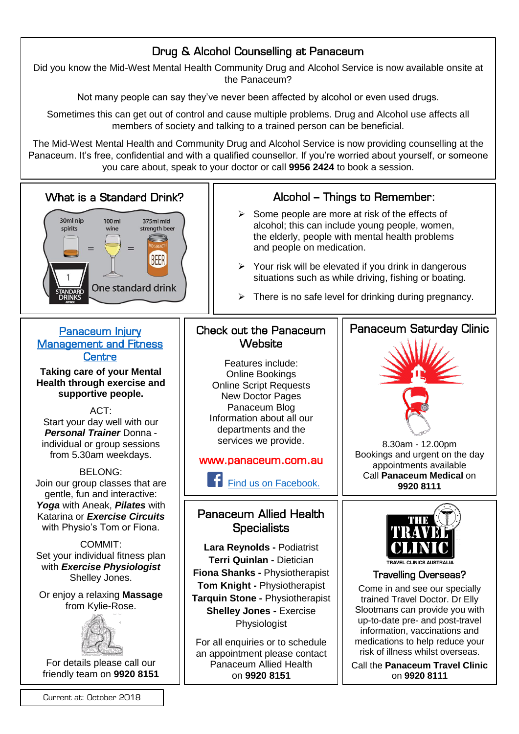## Drug & Alcohol Counselling at Panaceum

Did you know the Mid-West Mental Health Community Drug and Alcohol Service is now available onsite at the Panaceum?

Not many people can say they've never been affected by alcohol or even used drugs.

Sometimes this can get out of control and cause multiple problems. Drug and Alcohol use affects all members of society and talking to a trained person can be beneficial.

The Mid-West Mental Health and Community Drug and Alcohol Service is now providing counselling at the Panaceum. It's free, confidential and with a qualified counsellor. If you're worried about yourself, or someone you care about, speak to your doctor or call **9956 2424** to book a session.

## What is a Standard Drink?

30ml nip spirits = 100 ml wine = 375ml mid strength beer

1 STANDARD DRINKS APPROX

One standard drink

## Alcohol – Things to Remember:

- Some people are more at risk of the effects of alcohol; this can include young people, women, the elderly, people with mental health problems and people on medication.
- Your risk will be elevated if you drink in dangerous situations such as while driving, fishing or boating.
- There is no safe level for drinking during pregnancy.

## Panaceum Injury Management and Fitness Centre

**Taking care of your Mental Health through exercise and supportive people.**

ACT:
Start your day well with our ***Personal Trainer*** Donna - individual or group sessions from 5.30am weekdays.

BELONG:
Join our group classes that are gentle, fun and interactive: ***Yoga*** with Aneak, ***Pilates*** with Katarina or ***Exercise Circuits*** with Physio's Tom or Fiona.

COMMIT:
Set your individual fitness plan with ***Exercise Physiologist*** Shelley Jones.

Or enjoy a relaxing **Massage** from Kylie-Rose.

For details please call our friendly team on **9920 8151**

## Check out the Panaceum Website

Features include:
Online Bookings
Online Script Requests
New Doctor Pages
Panaceum Blog
Information about all our departments and the services we provide.

www.panaceum.com.au

Find us on Facebook.

## Panaceum Saturday Clinic

8.30am - 12.00pm
Bookings and urgent on the day appointments available
Call **Panaceum Medical** on **9920 8111**

## Panaceum Allied Health Specialists

**Lara Reynolds -** Podiatrist
**Terri Quinlan -** Dietician
**Fiona Shanks -** Physiotherapist
**Tom Knight -** Physiotherapist
**Tarquin Stone -** Physiotherapist
**Shelley Jones -** Exercise Physiologist

For all enquiries or to schedule an appointment please contact Panaceum Allied Health on **9920 8151**

## The Travel Clinic

TRAVEL CLINICS AUSTRALIA

### Travelling Overseas?

Come in and see our specially trained Travel Doctor. Dr Elly Slootmans can provide you with up-to-date pre- and post-travel information, vaccinations and medications to help reduce your risk of illness whilst overseas.

Call the **Panaceum Travel Clinic** on **9920 8111**

Current at: October 2018